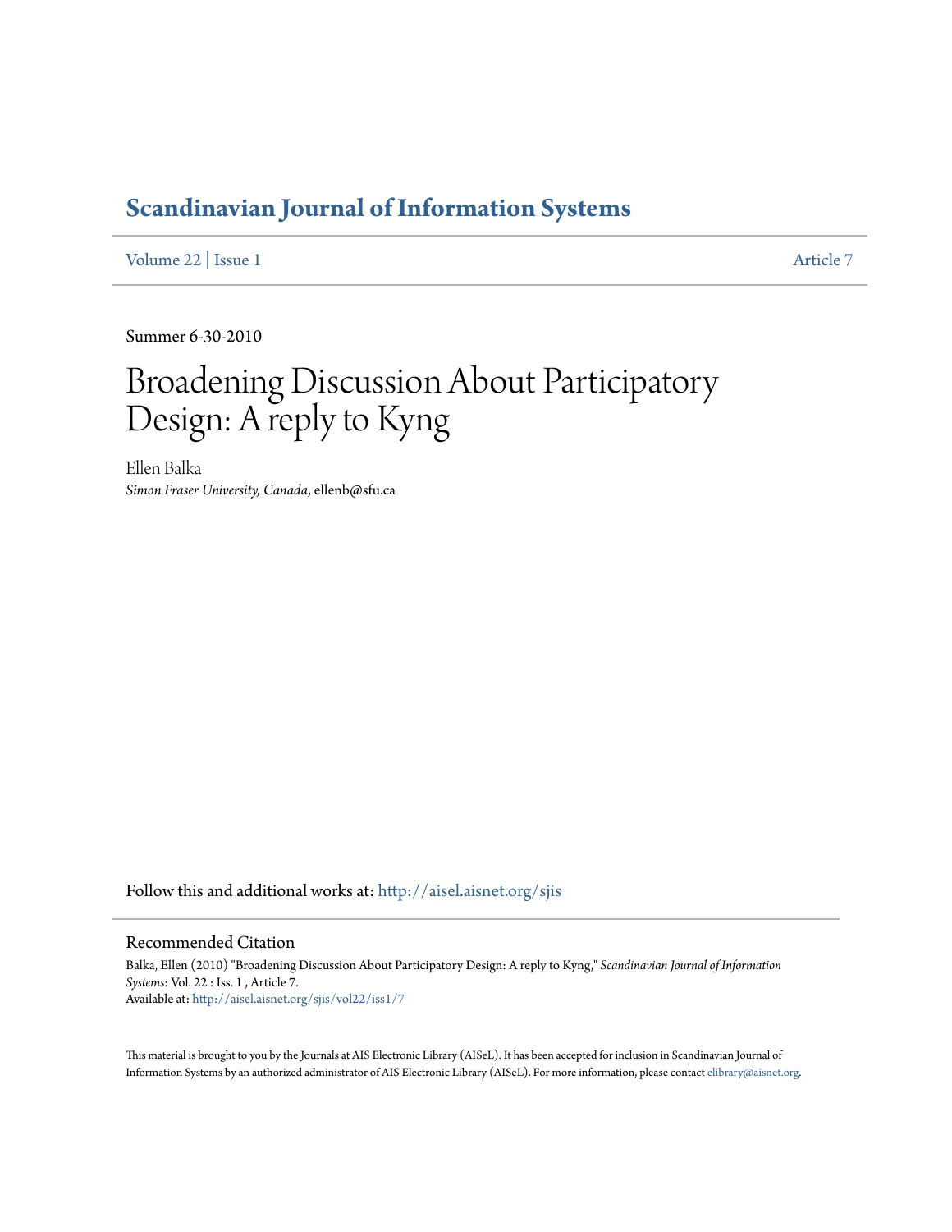# Scandinavian Journal of Information Systems

Volume 22 | Issue 1 Article 7

Summer 6-30-2010

# Broadening Discussion About Participatory Design: A reply to Kyng

Ellen Balka
*Simon Fraser University, Canada*, ellenb@sfu.ca

Follow this and additional works at: http://aisel.aisnet.org/sjis

## Recommended Citation

Balka, Ellen (2010) "Broadening Discussion About Participatory Design: A reply to Kyng," *Scandinavian Journal of Information Systems*: Vol. 22 : Iss. 1 , Article 7.
Available at: http://aisel.aisnet.org/sjis/vol22/iss1/7

This material is brought to you by the Journals at AIS Electronic Library (AISeL). It has been accepted for inclusion in Scandinavian Journal of Information Systems by an authorized administrator of AIS Electronic Library (AISeL). For more information, please contact elibrary@aisnet.org.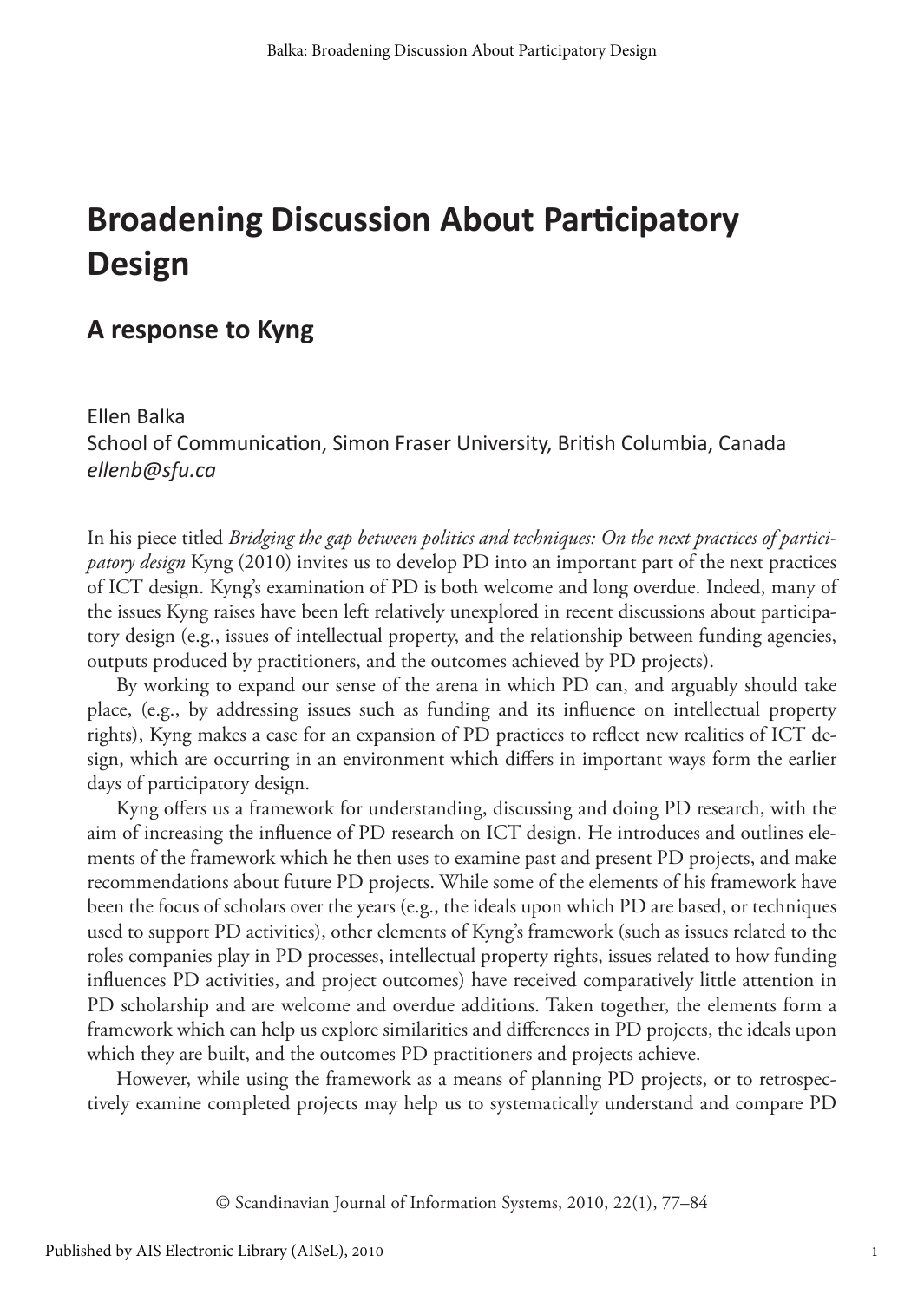# Broadening Discussion About Participatory Design

## A response to Kyng

Ellen Balka
School of Communication, Simon Fraser University, British Columbia, Canada
*ellenb@sfu.ca*

In his piece titled *Bridging the gap between politics and techniques: On the next practices of participatory design* Kyng (2010) invites us to develop PD into an important part of the next practices of ICT design. Kyng's examination of PD is both welcome and long overdue. Indeed, many of the issues Kyng raises have been left relatively unexplored in recent discussions about participatory design (e.g., issues of intellectual property, and the relationship between funding agencies, outputs produced by practitioners, and the outcomes achieved by PD projects).

By working to expand our sense of the arena in which PD can, and arguably should take place, (e.g., by addressing issues such as funding and its influence on intellectual property rights), Kyng makes a case for an expansion of PD practices to reflect new realities of ICT design, which are occurring in an environment which differs in important ways form the earlier days of participatory design.

Kyng offers us a framework for understanding, discussing and doing PD research, with the aim of increasing the influence of PD research on ICT design. He introduces and outlines elements of the framework which he then uses to examine past and present PD projects, and make recommendations about future PD projects. While some of the elements of his framework have been the focus of scholars over the years (e.g., the ideals upon which PD are based, or techniques used to support PD activities), other elements of Kyng's framework (such as issues related to the roles companies play in PD processes, intellectual property rights, issues related to how funding influences PD activities, and project outcomes) have received comparatively little attention in PD scholarship and are welcome and overdue additions. Taken together, the elements form a framework which can help us explore similarities and differences in PD projects, the ideals upon which they are built, and the outcomes PD practitioners and projects achieve.

However, while using the framework as a means of planning PD projects, or to retrospectively examine completed projects may help us to systematically understand and compare PD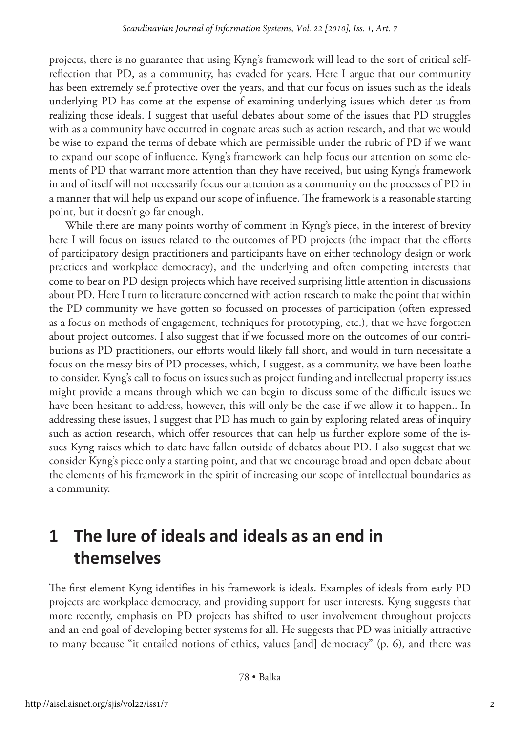projects, there is no guarantee that using Kyng's framework will lead to the sort of critical self-reflection that PD, as a community, has evaded for years. Here I argue that our community has been extremely self protective over the years, and that our focus on issues such as the ideals underlying PD has come at the expense of examining underlying issues which deter us from realizing those ideals. I suggest that useful debates about some of the issues that PD struggles with as a community have occurred in cognate areas such as action research, and that we would be wise to expand the terms of debate which are permissible under the rubric of PD if we want to expand our scope of influence. Kyng's framework can help focus our attention on some elements of PD that warrant more attention than they have received, but using Kyng's framework in and of itself will not necessarily focus our attention as a community on the processes of PD in a manner that will help us expand our scope of influence. The framework is a reasonable starting point, but it doesn't go far enough.

While there are many points worthy of comment in Kyng's piece, in the interest of brevity here I will focus on issues related to the outcomes of PD projects (the impact that the efforts of participatory design practitioners and participants have on either technology design or work practices and workplace democracy), and the underlying and often competing interests that come to bear on PD design projects which have received surprising little attention in discussions about PD. Here I turn to literature concerned with action research to make the point that within the PD community we have gotten so focussed on processes of participation (often expressed as a focus on methods of engagement, techniques for prototyping, etc.), that we have forgotten about project outcomes. I also suggest that if we focussed more on the outcomes of our contributions as PD practitioners, our efforts would likely fall short, and would in turn necessitate a focus on the messy bits of PD processes, which, I suggest, as a community, we have been loathe to consider. Kyng's call to focus on issues such as project funding and intellectual property issues might provide a means through which we can begin to discuss some of the difficult issues we have been hesitant to address, however, this will only be the case if we allow it to happen.. In addressing these issues, I suggest that PD has much to gain by exploring related areas of inquiry such as action research, which offer resources that can help us further explore some of the issues Kyng raises which to date have fallen outside of debates about PD. I also suggest that we consider Kyng's piece only a starting point, and that we encourage broad and open debate about the elements of his framework in the spirit of increasing our scope of intellectual boundaries as a community.

## 1 The lure of ideals and ideals as an end in themselves

The first element Kyng identifies in his framework is ideals. Examples of ideals from early PD projects are workplace democracy, and providing support for user interests. Kyng suggests that more recently, emphasis on PD projects has shifted to user involvement throughout projects and an end goal of developing better systems for all. He suggests that PD was initially attractive to many because "it entailed notions of ethics, values [and] democracy" (p. 6), and there was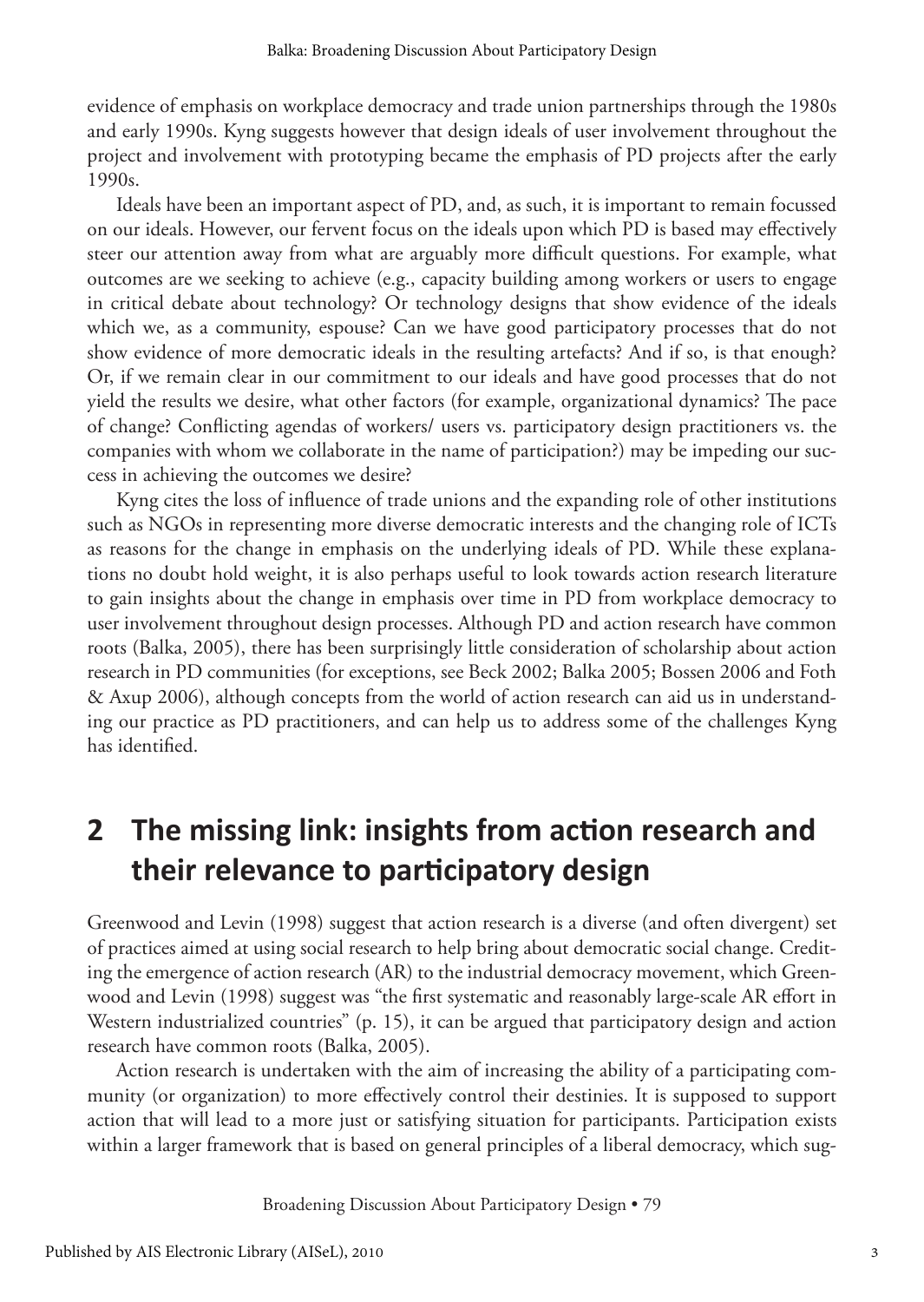evidence of emphasis on workplace democracy and trade union partnerships through the 1980s and early 1990s. Kyng suggests however that design ideals of user involvement throughout the project and involvement with prototyping became the emphasis of PD projects after the early 1990s.

Ideals have been an important aspect of PD, and, as such, it is important to remain focussed on our ideals. However, our fervent focus on the ideals upon which PD is based may effectively steer our attention away from what are arguably more difficult questions. For example, what outcomes are we seeking to achieve (e.g., capacity building among workers or users to engage in critical debate about technology? Or technology designs that show evidence of the ideals which we, as a community, espouse? Can we have good participatory processes that do not show evidence of more democratic ideals in the resulting artefacts? And if so, is that enough? Or, if we remain clear in our commitment to our ideals and have good processes that do not yield the results we desire, what other factors (for example, organizational dynamics? The pace of change? Conflicting agendas of workers/ users vs. participatory design practitioners vs. the companies with whom we collaborate in the name of participation?) may be impeding our success in achieving the outcomes we desire?

Kyng cites the loss of influence of trade unions and the expanding role of other institutions such as NGOs in representing more diverse democratic interests and the changing role of ICTs as reasons for the change in emphasis on the underlying ideals of PD. While these explanations no doubt hold weight, it is also perhaps useful to look towards action research literature to gain insights about the change in emphasis over time in PD from workplace democracy to user involvement throughout design processes. Although PD and action research have common roots (Balka, 2005), there has been surprisingly little consideration of scholarship about action research in PD communities (for exceptions, see Beck 2002; Balka 2005; Bossen 2006 and Foth & Axup 2006), although concepts from the world of action research can aid us in understanding our practice as PD practitioners, and can help us to address some of the challenges Kyng has identified.

## 2 The missing link: insights from action research and their relevance to participatory design

Greenwood and Levin (1998) suggest that action research is a diverse (and often divergent) set of practices aimed at using social research to help bring about democratic social change. Crediting the emergence of action research (AR) to the industrial democracy movement, which Greenwood and Levin (1998) suggest was "the first systematic and reasonably large-scale AR effort in Western industrialized countries" (p. 15), it can be argued that participatory design and action research have common roots (Balka, 2005).

Action research is undertaken with the aim of increasing the ability of a participating community (or organization) to more effectively control their destinies. It is supposed to support action that will lead to a more just or satisfying situation for participants. Participation exists within a larger framework that is based on general principles of a liberal democracy, which sug-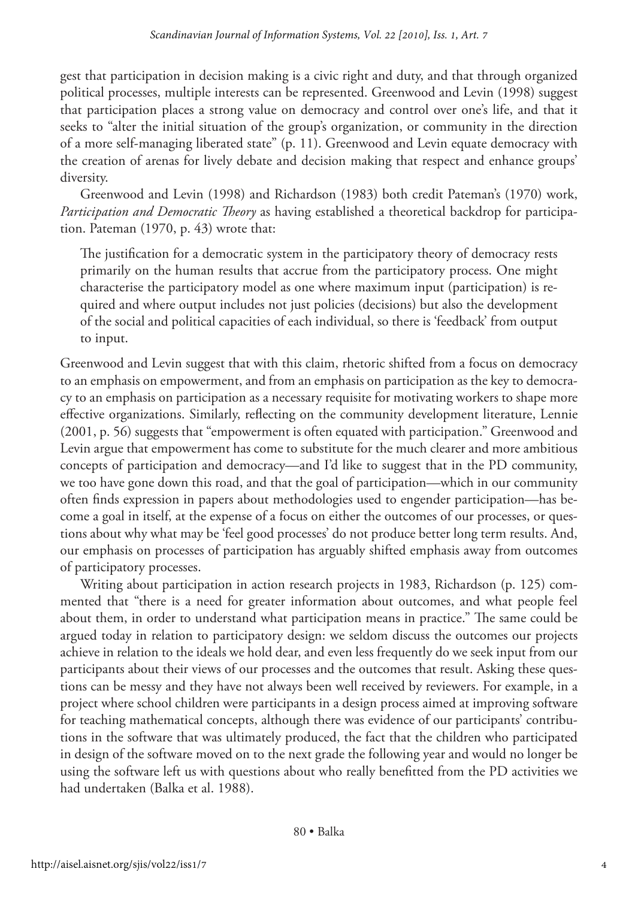gest that participation in decision making is a civic right and duty, and that through organized political processes, multiple interests can be represented. Greenwood and Levin (1998) suggest that participation places a strong value on democracy and control over one's life, and that it seeks to "alter the initial situation of the group's organization, or community in the direction of a more self-managing liberated state" (p. 11). Greenwood and Levin equate democracy with the creation of arenas for lively debate and decision making that respect and enhance groups' diversity.

Greenwood and Levin (1998) and Richardson (1983) both credit Pateman's (1970) work, *Participation and Democratic Theory* as having established a theoretical backdrop for participation. Pateman (1970, p. 43) wrote that:

> The justification for a democratic system in the participatory theory of democracy rests primarily on the human results that accrue from the participatory process. One might characterise the participatory model as one where maximum input (participation) is required and where output includes not just policies (decisions) but also the development of the social and political capacities of each individual, so there is 'feedback' from output to input.

Greenwood and Levin suggest that with this claim, rhetoric shifted from a focus on democracy to an emphasis on empowerment, and from an emphasis on participation as the key to democracy to an emphasis on participation as a necessary requisite for motivating workers to shape more effective organizations. Similarly, reflecting on the community development literature, Lennie (2001, p. 56) suggests that "empowerment is often equated with participation." Greenwood and Levin argue that empowerment has come to substitute for the much clearer and more ambitious concepts of participation and democracy—and I'd like to suggest that in the PD community, we too have gone down this road, and that the goal of participation—which in our community often finds expression in papers about methodologies used to engender participation—has become a goal in itself, at the expense of a focus on either the outcomes of our processes, or questions about why what may be 'feel good processes' do not produce better long term results. And, our emphasis on processes of participation has arguably shifted emphasis away from outcomes of participatory processes.

Writing about participation in action research projects in 1983, Richardson (p. 125) commented that "there is a need for greater information about outcomes, and what people feel about them, in order to understand what participation means in practice." The same could be argued today in relation to participatory design: we seldom discuss the outcomes our projects achieve in relation to the ideals we hold dear, and even less frequently do we seek input from our participants about their views of our processes and the outcomes that result. Asking these questions can be messy and they have not always been well received by reviewers. For example, in a project where school children were participants in a design process aimed at improving software for teaching mathematical concepts, although there was evidence of our participants' contributions in the software that was ultimately produced, the fact that the children who participated in design of the software moved on to the next grade the following year and would no longer be using the software left us with questions about who really benefitted from the PD activities we had undertaken (Balka et al. 1988).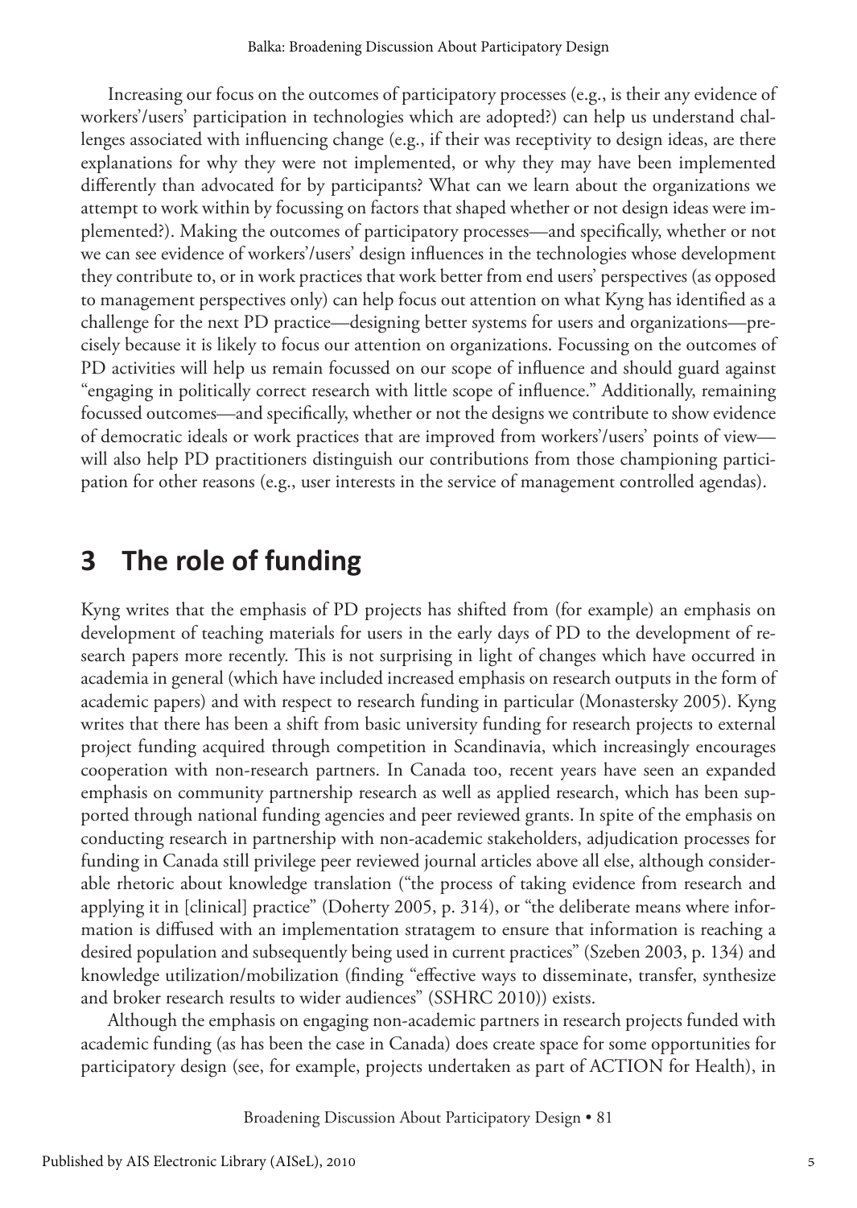Increasing our focus on the outcomes of participatory processes (e.g., is their any evidence of workers'/users' participation in technologies which are adopted?) can help us understand challenges associated with influencing change (e.g., if their was receptivity to design ideas, are there explanations for why they were not implemented, or why they may have been implemented differently than advocated for by participants? What can we learn about the organizations we attempt to work within by focussing on factors that shaped whether or not design ideas were implemented?). Making the outcomes of participatory processes—and specifically, whether or not we can see evidence of workers'/users' design influences in the technologies whose development they contribute to, or in work practices that work better from end users' perspectives (as opposed to management perspectives only) can help focus out attention on what Kyng has identified as a challenge for the next PD practice—designing better systems for users and organizations—precisely because it is likely to focus our attention on organizations. Focussing on the outcomes of PD activities will help us remain focussed on our scope of influence and should guard against "engaging in politically correct research with little scope of influence." Additionally, remaining focussed outcomes—and specifically, whether or not the designs we contribute to show evidence of democratic ideals or work practices that are improved from workers'/users' points of view—will also help PD practitioners distinguish our contributions from those championing participation for other reasons (e.g., user interests in the service of management controlled agendas).

## 3 The role of funding

Kyng writes that the emphasis of PD projects has shifted from (for example) an emphasis on development of teaching materials for users in the early days of PD to the development of research papers more recently. This is not surprising in light of changes which have occurred in academia in general (which have included increased emphasis on research outputs in the form of academic papers) and with respect to research funding in particular (Monastersky 2005). Kyng writes that there has been a shift from basic university funding for research projects to external project funding acquired through competition in Scandinavia, which increasingly encourages cooperation with non-research partners. In Canada too, recent years have seen an expanded emphasis on community partnership research as well as applied research, which has been supported through national funding agencies and peer reviewed grants. In spite of the emphasis on conducting research in partnership with non-academic stakeholders, adjudication processes for funding in Canada still privilege peer reviewed journal articles above all else, although considerable rhetoric about knowledge translation ("the process of taking evidence from research and applying it in [clinical] practice" (Doherty 2005, p. 314), or "the deliberate means where information is diffused with an implementation stratagem to ensure that information is reaching a desired population and subsequently being used in current practices" (Szeben 2003, p. 134) and knowledge utilization/mobilization (finding "effective ways to disseminate, transfer, synthesize and broker research results to wider audiences" (SSHRC 2010)) exists.

Although the emphasis on engaging non-academic partners in research projects funded with academic funding (as has been the case in Canada) does create space for some opportunities for participatory design (see, for example, projects undertaken as part of ACTION for Health), in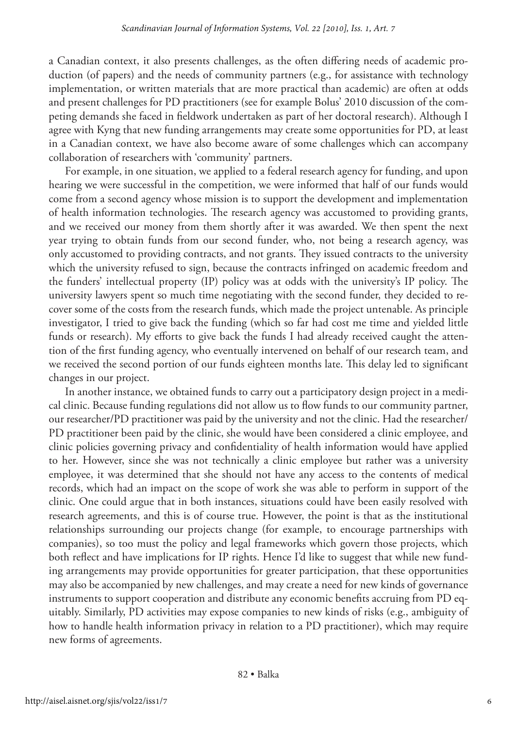a Canadian context, it also presents challenges, as the often differing needs of academic production (of papers) and the needs of community partners (e.g., for assistance with technology implementation, or written materials that are more practical than academic) are often at odds and present challenges for PD practitioners (see for example Bolus' 2010 discussion of the competing demands she faced in fieldwork undertaken as part of her doctoral research). Although I agree with Kyng that new funding arrangements may create some opportunities for PD, at least in a Canadian context, we have also become aware of some challenges which can accompany collaboration of researchers with 'community' partners.

For example, in one situation, we applied to a federal research agency for funding, and upon hearing we were successful in the competition, we were informed that half of our funds would come from a second agency whose mission is to support the development and implementation of health information technologies. The research agency was accustomed to providing grants, and we received our money from them shortly after it was awarded. We then spent the next year trying to obtain funds from our second funder, who, not being a research agency, was only accustomed to providing contracts, and not grants. They issued contracts to the university which the university refused to sign, because the contracts infringed on academic freedom and the funders' intellectual property (IP) policy was at odds with the university's IP policy. The university lawyers spent so much time negotiating with the second funder, they decided to recover some of the costs from the research funds, which made the project untenable. As principle investigator, I tried to give back the funding (which so far had cost me time and yielded little funds or research). My efforts to give back the funds I had already received caught the attention of the first funding agency, who eventually intervened on behalf of our research team, and we received the second portion of our funds eighteen months late. This delay led to significant changes in our project.

In another instance, we obtained funds to carry out a participatory design project in a medical clinic. Because funding regulations did not allow us to flow funds to our community partner, our researcher/PD practitioner was paid by the university and not the clinic. Had the researcher/PD practitioner been paid by the clinic, she would have been considered a clinic employee, and clinic policies governing privacy and confidentiality of health information would have applied to her. However, since she was not technically a clinic employee but rather was a university employee, it was determined that she should not have any access to the contents of medical records, which had an impact on the scope of work she was able to perform in support of the clinic. One could argue that in both instances, situations could have been easily resolved with research agreements, and this is of course true. However, the point is that as the institutional relationships surrounding our projects change (for example, to encourage partnerships with companies), so too must the policy and legal frameworks which govern those projects, which both reflect and have implications for IP rights. Hence I'd like to suggest that while new funding arrangements may provide opportunities for greater participation, that these opportunities may also be accompanied by new challenges, and may create a need for new kinds of governance instruments to support cooperation and distribute any economic benefits accruing from PD equitably. Similarly, PD activities may expose companies to new kinds of risks (e.g., ambiguity of how to handle health information privacy in relation to a PD practitioner), which may require new forms of agreements.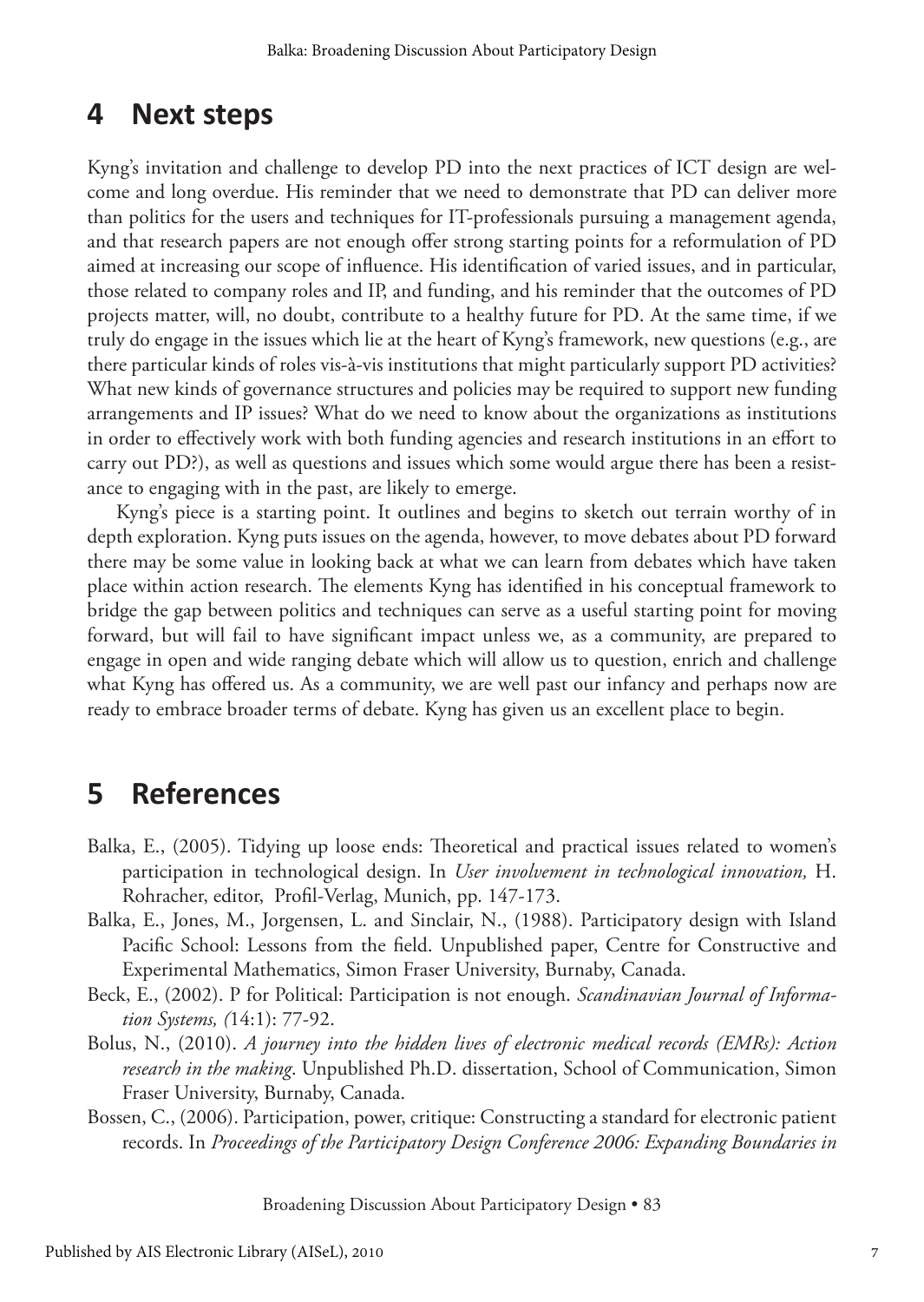## 4 Next steps

Kyng's invitation and challenge to develop PD into the next practices of ICT design are welcome and long overdue. His reminder that we need to demonstrate that PD can deliver more than politics for the users and techniques for IT-professionals pursuing a management agenda, and that research papers are not enough offer strong starting points for a reformulation of PD aimed at increasing our scope of influence. His identification of varied issues, and in particular, those related to company roles and IP, and funding, and his reminder that the outcomes of PD projects matter, will, no doubt, contribute to a healthy future for PD. At the same time, if we truly do engage in the issues which lie at the heart of Kyng's framework, new questions (e.g., are there particular kinds of roles vis-à-vis institutions that might particularly support PD activities? What new kinds of governance structures and policies may be required to support new funding arrangements and IP issues? What do we need to know about the organizations as institutions in order to effectively work with both funding agencies and research institutions in an effort to carry out PD?), as well as questions and issues which some would argue there has been a resistance to engaging with in the past, are likely to emerge.

Kyng's piece is a starting point. It outlines and begins to sketch out terrain worthy of in depth exploration. Kyng puts issues on the agenda, however, to move debates about PD forward there may be some value in looking back at what we can learn from debates which have taken place within action research. The elements Kyng has identified in his conceptual framework to bridge the gap between politics and techniques can serve as a useful starting point for moving forward, but will fail to have significant impact unless we, as a community, are prepared to engage in open and wide ranging debate which will allow us to question, enrich and challenge what Kyng has offered us. As a community, we are well past our infancy and perhaps now are ready to embrace broader terms of debate. Kyng has given us an excellent place to begin.

## 5 References

Balka, E., (2005). Tidying up loose ends: Theoretical and practical issues related to women's participation in technological design. In *User involvement in technological innovation,* H. Rohracher, editor, Profil-Verlag, Munich, pp. 147-173.

Balka, E., Jones, M., Jorgensen, L. and Sinclair, N., (1988). Participatory design with Island Pacific School: Lessons from the field. Unpublished paper, Centre for Constructive and Experimental Mathematics, Simon Fraser University, Burnaby, Canada.

Beck, E., (2002). P for Political: Participation is not enough. *Scandinavian Journal of Information Systems, (*14:1): 77-92.

Bolus, N., (2010). *A journey into the hidden lives of electronic medical records (EMRs): Action research in the making*. Unpublished Ph.D. dissertation, School of Communication, Simon Fraser University, Burnaby, Canada.

Bossen, C., (2006). Participation, power, critique: Constructing a standard for electronic patient records. In *Proceedings of the Participatory Design Conference 2006: Expanding Boundaries in*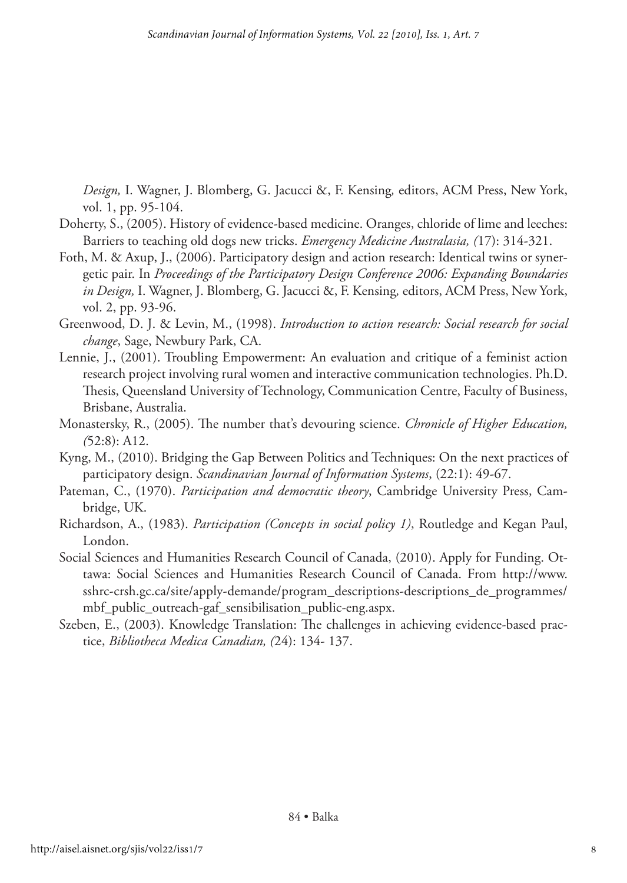*Design,* I. Wagner, J. Blomberg, G. Jacucci &, F. Kensing*,* editors, ACM Press, New York, vol. 1, pp. 95-104.

Doherty, S., (2005). History of evidence-based medicine. Oranges, chloride of lime and leeches: Barriers to teaching old dogs new tricks. *Emergency Medicine Australasia, (*17): 314-321.

Foth, M. & Axup, J., (2006). Participatory design and action research: Identical twins or synergetic pair. In *Proceedings of the Participatory Design Conference 2006: Expanding Boundaries in Design,* I. Wagner, J. Blomberg, G. Jacucci &, F. Kensing*,* editors, ACM Press, New York, vol. 2, pp. 93-96.

Greenwood, D. J. & Levin, M., (1998). *Introduction to action research: Social research for social change*, Sage, Newbury Park, CA.

Lennie, J., (2001). Troubling Empowerment: An evaluation and critique of a feminist action research project involving rural women and interactive communication technologies. Ph.D. Thesis, Queensland University of Technology, Communication Centre, Faculty of Business, Brisbane, Australia.

Monastersky, R., (2005). The number that's devouring science. *Chronicle of Higher Education, (*52:8): A12.

Kyng, M., (2010). Bridging the Gap Between Politics and Techniques: On the next practices of participatory design. *Scandinavian Journal of Information Systems*, (22:1): 49-67.

Pateman, C., (1970). *Participation and democratic theory*, Cambridge University Press, Cambridge, UK.

Richardson, A., (1983). *Participation (Concepts in social policy 1)*, Routledge and Kegan Paul, London.

Social Sciences and Humanities Research Council of Canada, (2010). Apply for Funding. Ottawa: Social Sciences and Humanities Research Council of Canada. From http://www.sshrc-crsh.gc.ca/site/apply-demande/program_descriptions-descriptions_de_programmes/mbf_public_outreach-gaf_sensibilisation_public-eng.aspx.

Szeben, E., (2003). Knowledge Translation: The challenges in achieving evidence-based practice, *Bibliotheca Medica Canadian, (*24): 134- 137.